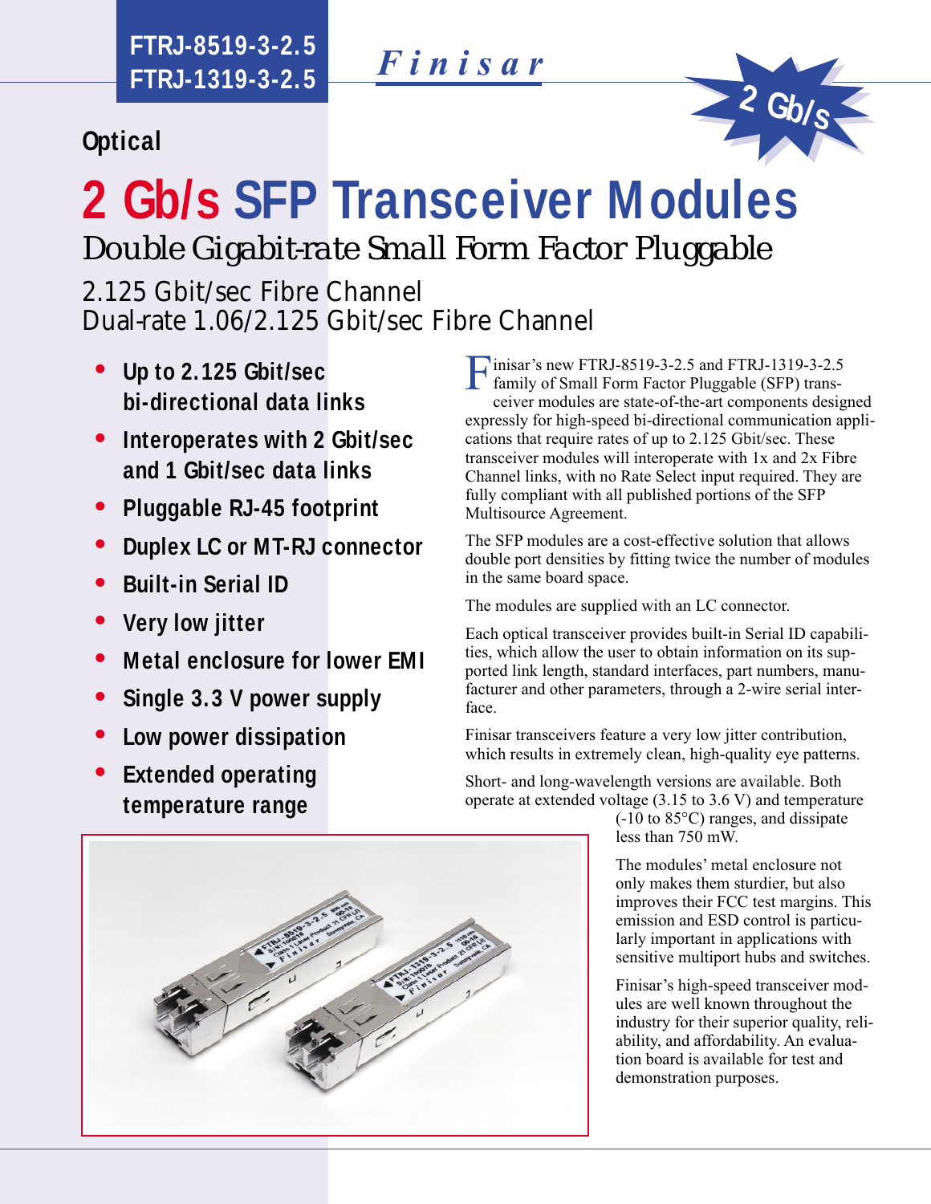**FTRJ-8519-3-2.5**
**FTRJ-1319-3-2.5**

*Finisar*

2 Gb/s

Optical

# 2 Gb/s SFP Transceiver Modules

*Double Gigabit-rate Small Form Factor Pluggable*

2.125 Gbit/sec Fibre Channel
Dual-rate 1.06/2.125 Gbit/sec Fibre Channel

- **Up to 2.125 Gbit/sec bi-directional data links**
- **Interoperates with 2 Gbit/sec and 1 Gbit/sec data links**
- **Pluggable RJ-45 footprint**
- **Duplex LC or MT-RJ connector**
- **Built-in Serial ID**
- **Very low jitter**
- **Metal enclosure for lower EMI**
- **Single 3.3 V power supply**
- **Low power dissipation**
- **Extended operating temperature range**

Finisar's new FTRJ-8519-3-2.5 and FTRJ-1319-3-2.5 family of Small Form Factor Pluggable (SFP) transceiver modules are state-of-the-art components designed expressly for high-speed bi-directional communication applications that require rates of up to 2.125 Gbit/sec. These transceiver modules will interoperate with 1x and 2x Fibre Channel links, with no Rate Select input required. They are fully compliant with all published portions of the SFP Multisource Agreement.

The SFP modules are a cost-effective solution that allows double port densities by fitting twice the number of modules in the same board space.

The modules are supplied with an LC connector.

Each optical transceiver provides built-in Serial ID capabilities, which allow the user to obtain information on its supported link length, standard interfaces, part numbers, manufacturer and other parameters, through a 2-wire serial interface.

Finisar transceivers feature a very low jitter contribution, which results in extremely clean, high-quality eye patterns.

Short- and long-wavelength versions are available. Both operate at extended voltage (3.15 to 3.6 V) and temperature (-10 to 85°C) ranges, and dissipate less than 750 mW.

The modules' metal enclosure not only makes them sturdier, but also improves their FCC test margins. This emission and ESD control is particularly important in applications with sensitive multiport hubs and switches.

Finisar's high-speed transceiver modules are well known throughout the industry for their superior quality, reliability, and affordability. An evaluation board is available for test and demonstration purposes.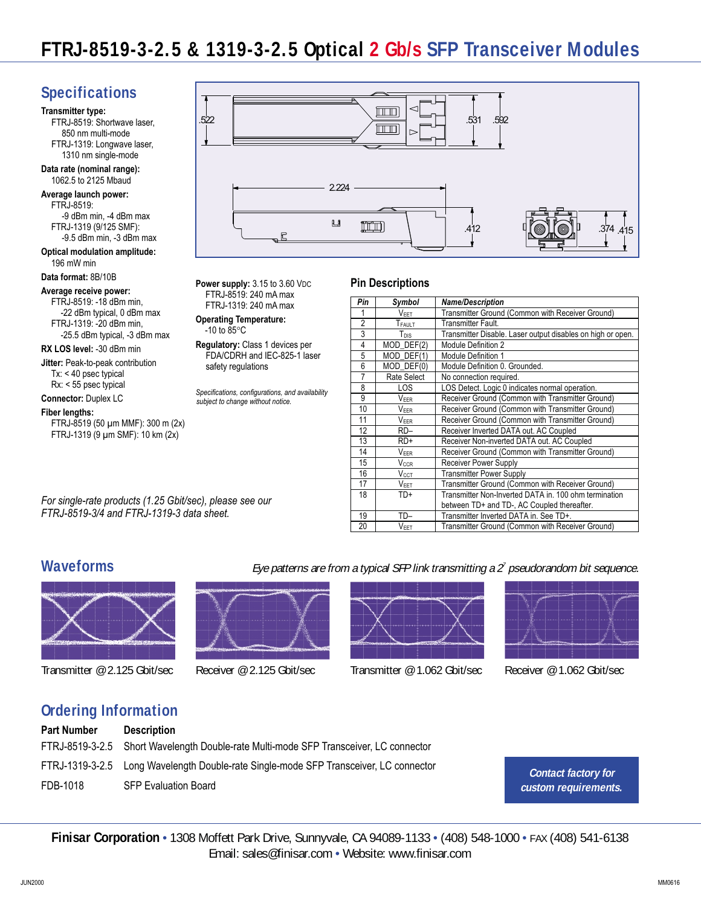# FTRJ-8519-3-2.5 & 1319-3-2.5 Optical 2 Gb/s SFP Transceiver Modules

## Specifications

**Transmitter type:**
FTRJ-8519: Shortwave laser, 850 nm multi-mode
FTRJ-1319: Longwave laser, 1310 nm single-mode

**Data rate (nominal range):**
1062.5 to 2125 Mbaud

**Average launch power:**
FTRJ-8519:
-9 dBm min, -4 dBm max
FTRJ-1319 (9/125 SMF):
-9.5 dBm min, -3 dBm max

**Optical modulation amplitude:**
196 mW min

**Data format:** 8B/10B

**Average receive power:**
FTRJ-8519: -18 dBm min, -22 dBm typical, 0 dBm max
FTRJ-1319: -20 dBm min, -25.5 dBm typical, -3 dBm max

**RX LOS level:** -30 dBm min

**Jitter:** Peak-to-peak contribution
Tx: < 40 psec typical
Rx: < 55 psec typical

**Connector:** Duplex LC

**Fiber lengths:**
FTRJ-8519 (50 µm MMF): 300 m (2x)
FTRJ-1319 (9 µm SMF): 10 km (2x)

.522
.531
.592
2.224
.412
.374
.415

**Power supply:** 3.15 to 3.60 VDC
FTRJ-8519: 240 mA max
FTRJ-1319: 240 mA max

**Operating Temperature:**
-10 to 85°C

**Regulatory:** Class 1 devices per FDA/CDRH and IEC-825-1 laser safety regulations

*Specifications, configurations, and availability subject to change without notice.*

*For single-rate products (1.25 Gbit/sec), please see our FTRJ-8519-3/4 and FTRJ-1319-3 data sheet.*

## Pin Descriptions

| Pin | Symbol | Name/Description |
|---|---|---|
| 1 | $V_{EET}$ | Transmitter Ground (Common with Receiver Ground) |
| 2 | $T_{FAULT}$ | Transmitter Fault. |
| 3 | $T_{DIS}$ | Transmitter Disable. Laser output disables on high or open. |
| 4 | MOD_DEF(2) | Module Definition 2 |
| 5 | MOD_DEF(1) | Module Definition 1 |
| 6 | MOD_DEF(0) | Module Definition 0. Grounded. |
| 7 | Rate Select | No connection required. |
| 8 | LOS | LOS Detect. Logic 0 indicates normal operation. |
| 9 | $V_{EER}$ | Receiver Ground (Common with Transmitter Ground) |
| 10 | $V_{EER}$ | Receiver Ground (Common with Transmitter Ground) |
| 11 | $V_{EER}$ | Receiver Ground (Common with Transmitter Ground) |
| 12 | RD– | Receiver Inverted DATA out. AC Coupled |
| 13 | RD+ | Receiver Non-inverted DATA out. AC Coupled |
| 14 | $V_{EER}$ | Receiver Ground (Common with Transmitter Ground) |
| 15 | $V_{CCR}$ | Receiver Power Supply |
| 16 | $V_{CCT}$ | Transmitter Power Supply |
| 17 | $V_{EET}$ | Transmitter Ground (Common with Receiver Ground) |
| 18 | TD+ | Transmitter Non-Inverted DATA in. 100 ohm termination between TD+ and TD-, AC Coupled thereafter. |
| 19 | TD– | Transmitter Inverted DATA in. See TD+. |
| 20 | $V_{EET}$ | Transmitter Ground (Common with Receiver Ground) |

## Waveforms

*Eye patterns are from a typical SFP link transmitting a $2^7$ pseudorandom bit sequence.*

Transmitter @ 2.125 Gbit/sec

Receiver @ 2.125 Gbit/sec

Transmitter @ 1.062 Gbit/sec

Receiver @ 1.062 Gbit/sec

## Ordering Information

| Part Number | Description |
|---|---|
| FTRJ-8519-3-2.5 | Short Wavelength Double-rate Multi-mode SFP Transceiver, LC connector |
| FTRJ-1319-3-2.5 | Long Wavelength Double-rate Single-mode SFP Transceiver, LC connector |
| FDB-1018 | SFP Evaluation Board |

***Contact factory for custom requirements.***

**Finisar Corporation** • 1308 Moffett Park Drive, Sunnyvale, CA 94089-1133 • (408) 548-1000 • FAX (408) 541-6138
Email: sales@finisar.com • Website: www.finisar.com

JUN2000

MM0616